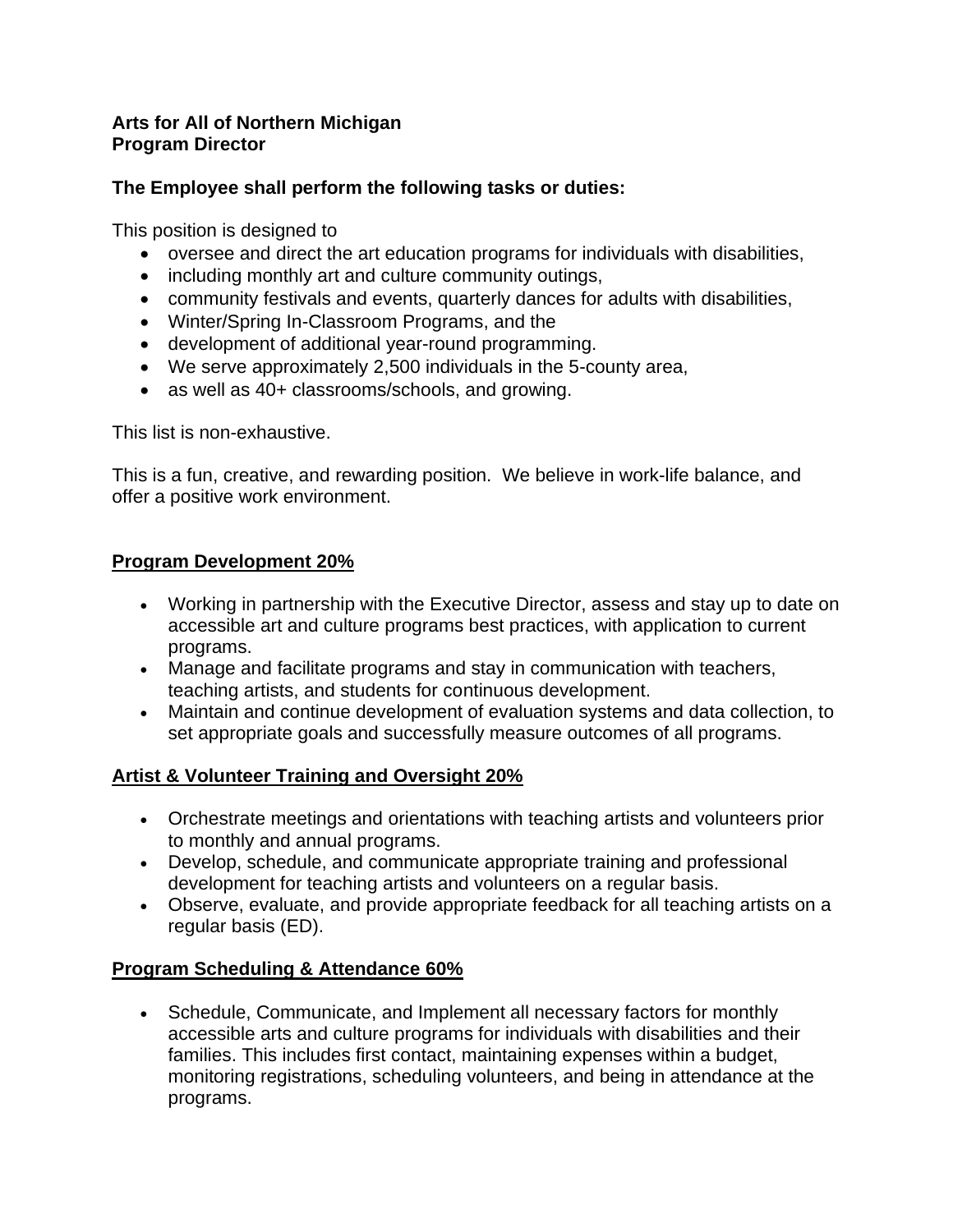**Arts for All of Northern Michigan**
**Program Director**

**The Employee shall perform the following tasks or duties:**

This position is designed to

- oversee and direct the art education programs for individuals with disabilities,
- including monthly art and culture community outings,
- community festivals and events, quarterly dances for adults with disabilities,
- Winter/Spring In-Classroom Programs, and the
- development of additional year-round programming.
- We serve approximately 2,500 individuals in the 5-county area,
- as well as 40+ classrooms/schools, and growing.

This list is non-exhaustive.

This is a fun, creative, and rewarding position. We believe in work-life balance, and offer a positive work environment.

**Program Development 20%**

- Working in partnership with the Executive Director, assess and stay up to date on accessible art and culture programs best practices, with application to current programs.
- Manage and facilitate programs and stay in communication with teachers, teaching artists, and students for continuous development.
- Maintain and continue development of evaluation systems and data collection, to set appropriate goals and successfully measure outcomes of all programs.

**Artist & Volunteer Training and Oversight 20%**

- Orchestrate meetings and orientations with teaching artists and volunteers prior to monthly and annual programs.
- Develop, schedule, and communicate appropriate training and professional development for teaching artists and volunteers on a regular basis.
- Observe, evaluate, and provide appropriate feedback for all teaching artists on a regular basis (ED).

**Program Scheduling & Attendance 60%**

- Schedule, Communicate, and Implement all necessary factors for monthly accessible arts and culture programs for individuals with disabilities and their families. This includes first contact, maintaining expenses within a budget, monitoring registrations, scheduling volunteers, and being in attendance at the programs.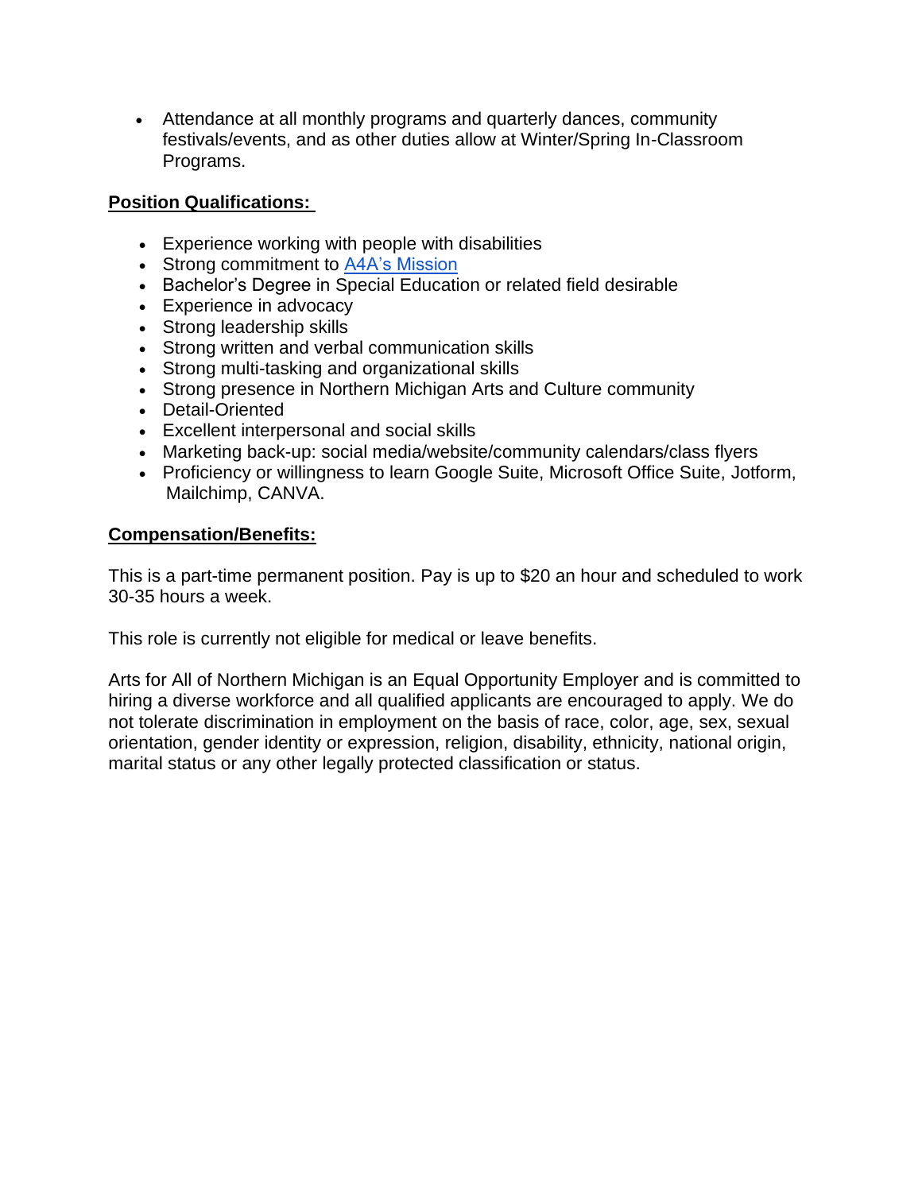- Attendance at all monthly programs and quarterly dances, community festivals/events, and as other duties allow at Winter/Spring In-Classroom Programs.

**Position Qualifications:**

- Experience working with people with disabilities
- Strong commitment to [A4A's Mission]
- Bachelor's Degree in Special Education or related field desirable
- Experience in advocacy
- Strong leadership skills
- Strong written and verbal communication skills
- Strong multi-tasking and organizational skills
- Strong presence in Northern Michigan Arts and Culture community
- Detail-Oriented
- Excellent interpersonal and social skills
- Marketing back-up: social media/website/community calendars/class flyers
- Proficiency or willingness to learn Google Suite, Microsoft Office Suite, Jotform, Mailchimp, CANVA.

**Compensation/Benefits:**

This is a part-time permanent position. Pay is up to $20 an hour and scheduled to work 30-35 hours a week.

This role is currently not eligible for medical or leave benefits.

Arts for All of Northern Michigan is an Equal Opportunity Employer and is committed to hiring a diverse workforce and all qualified applicants are encouraged to apply. We do not tolerate discrimination in employment on the basis of race, color, age, sex, sexual orientation, gender identity or expression, religion, disability, ethnicity, national origin, marital status or any other legally protected classification or status.